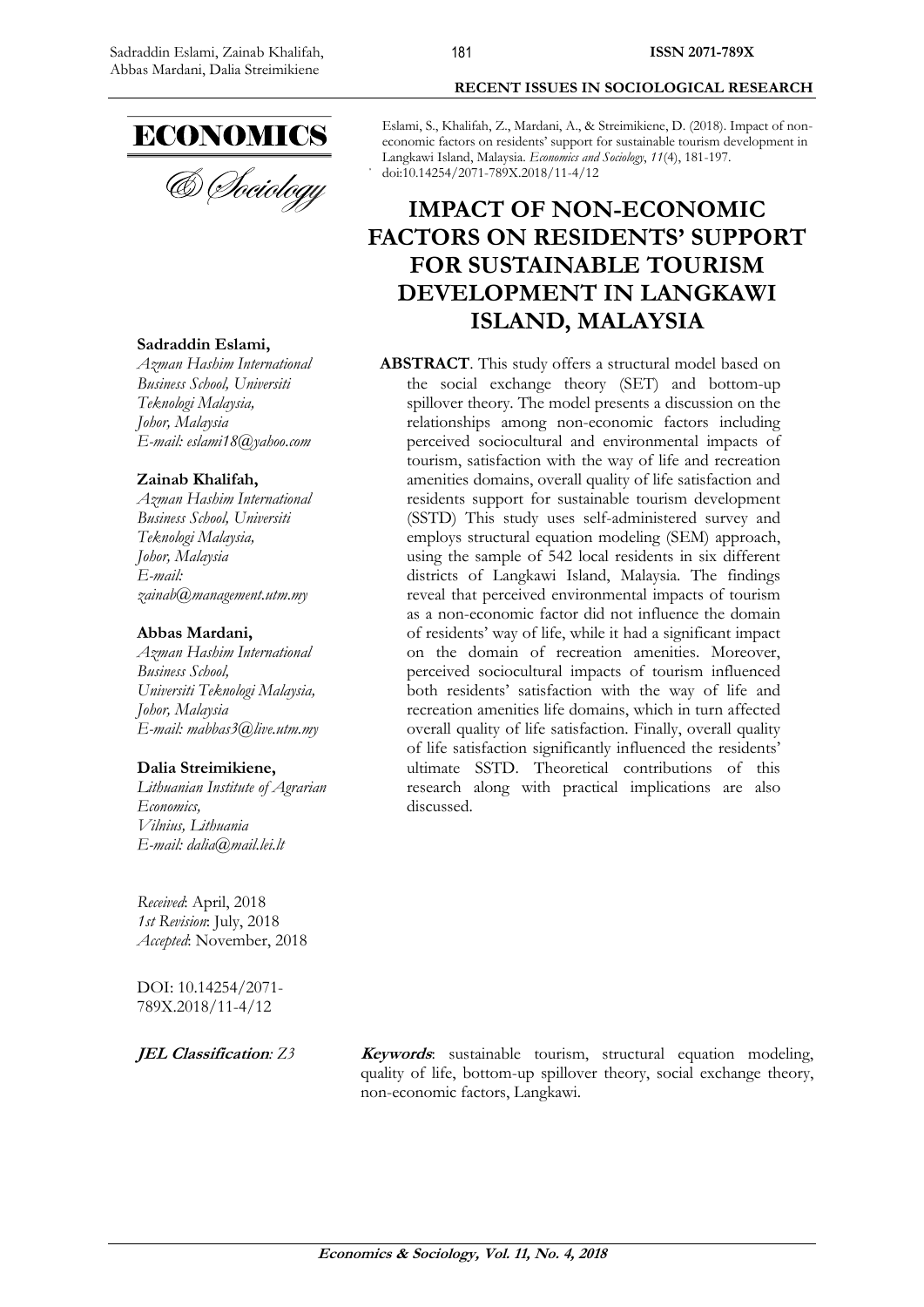Eslami, S., Khalifah, Z., Mardani, A., & Streimikiene, D. (2018). Impact of non-economic factors on residents' support for sustainable tourism development in Langkawi Island, Malaysia. *Economics and Sociology*, *11*(4), 181-197. doi:10.14254/2071-789X.2018/11-4/12

# IMPACT OF NON-ECONOMIC FACTORS ON RESIDENTS' SUPPORT FOR SUSTAINABLE TOURISM DEVELOPMENT IN LANGKAWI ISLAND, MALAYSIA

**Sadraddin Eslami,**
*Azman Hashim International Business School, Universiti Teknologi Malaysia, Johor, Malaysia*
*E-mail: eslami18@yahoo.com*

**Zainab Khalifah,**
*Azman Hashim International Business School, Universiti Teknologi Malaysia, Johor, Malaysia*
*E-mail: zainab@management.utm.my*

**Abbas Mardani,**
*Azman Hashim International Business School, Universiti Teknologi Malaysia, Johor, Malaysia*
*E-mail: mabbas3@live.utm.my*

**Dalia Streimikiene,**
*Lithuanian Institute of Agrarian Economics, Vilnius, Lithuania*
*E-mail: dalia@mail.lei.lt*

*Received*: April, 2018
*1st Revision*: July, 2018
*Accepted*: November, 2018

DOI: 10.14254/2071-789X.2018/11-4/12

**ABSTRACT**. This study offers a structural model based on the social exchange theory (SET) and bottom-up spillover theory. The model presents a discussion on the relationships among non-economic factors including perceived sociocultural and environmental impacts of tourism, satisfaction with the way of life and recreation amenities domains, overall quality of life satisfaction and residents support for sustainable tourism development (SSTD) This study uses self-administered survey and employs structural equation modeling (SEM) approach, using the sample of 542 local residents in six different districts of Langkawi Island, Malaysia. The findings reveal that perceived environmental impacts of tourism as a non-economic factor did not influence the domain of residents' way of life, while it had a significant impact on the domain of recreation amenities. Moreover, perceived sociocultural impacts of tourism influenced both residents' satisfaction with the way of life and recreation amenities life domains, which in turn affected overall quality of life satisfaction. Finally, overall quality of life satisfaction significantly influenced the residents' ultimate SSTD. Theoretical contributions of this research along with practical implications are also discussed.

***JEL Classification**: Z3*

***Keywords***: sustainable tourism, structural equation modeling, quality of life, bottom-up spillover theory, social exchange theory, non-economic factors, Langkawi.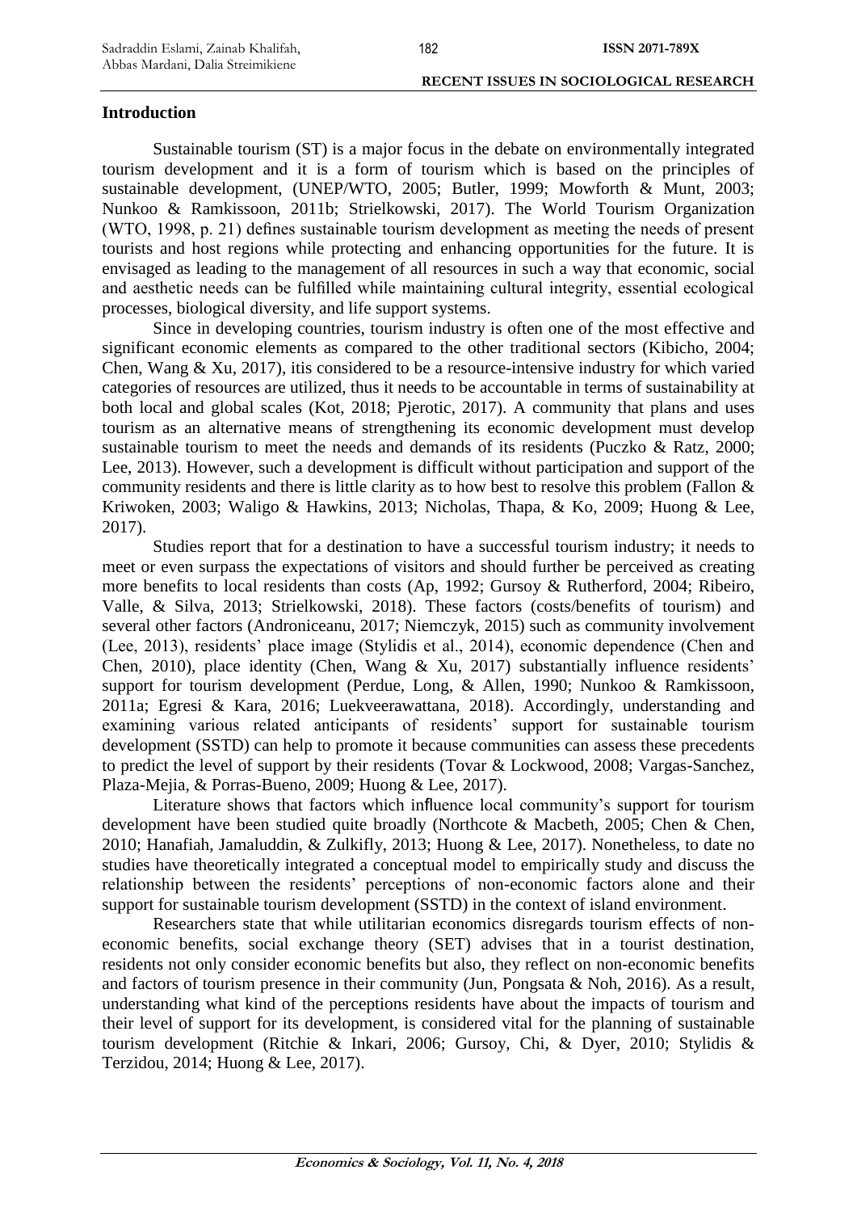## Introduction

Sustainable tourism (ST) is a major focus in the debate on environmentally integrated tourism development and it is a form of tourism which is based on the principles of sustainable development, (UNEP/WTO, 2005; Butler, 1999; Mowforth & Munt, 2003; Nunkoo & Ramkissoon, 2011b; Strielkowski, 2017). The World Tourism Organization (WTO, 1998, p. 21) defines sustainable tourism development as meeting the needs of present tourists and host regions while protecting and enhancing opportunities for the future. It is envisaged as leading to the management of all resources in such a way that economic, social and aesthetic needs can be fulfilled while maintaining cultural integrity, essential ecological processes, biological diversity, and life support systems.

Since in developing countries, tourism industry is often one of the most effective and significant economic elements as compared to the other traditional sectors (Kibicho, 2004; Chen, Wang & Xu, 2017), itis considered to be a resource-intensive industry for which varied categories of resources are utilized, thus it needs to be accountable in terms of sustainability at both local and global scales (Kot, 2018; Pjerotic, 2017). A community that plans and uses tourism as an alternative means of strengthening its economic development must develop sustainable tourism to meet the needs and demands of its residents (Puczko & Ratz, 2000; Lee, 2013). However, such a development is difficult without participation and support of the community residents and there is little clarity as to how best to resolve this problem (Fallon & Kriwoken, 2003; Waligo & Hawkins, 2013; Nicholas, Thapa, & Ko, 2009; Huong & Lee, 2017).

Studies report that for a destination to have a successful tourism industry; it needs to meet or even surpass the expectations of visitors and should further be perceived as creating more benefits to local residents than costs (Ap, 1992; Gursoy & Rutherford, 2004; Ribeiro, Valle, & Silva, 2013; Strielkowski, 2018). These factors (costs/benefits of tourism) and several other factors (Androniceanu, 2017; Niemczyk, 2015) such as community involvement (Lee, 2013), residents' place image (Stylidis et al., 2014), economic dependence (Chen and Chen, 2010), place identity (Chen, Wang & Xu, 2017) substantially influence residents' support for tourism development (Perdue, Long, & Allen, 1990; Nunkoo & Ramkissoon, 2011a; Egresi & Kara, 2016; Luekveerawattana, 2018). Accordingly, understanding and examining various related anticipants of residents' support for sustainable tourism development (SSTD) can help to promote it because communities can assess these precedents to predict the level of support by their residents (Tovar & Lockwood, 2008; Vargas-Sanchez, Plaza-Mejia, & Porras-Bueno, 2009; Huong & Lee, 2017).

Literature shows that factors which influence local community's support for tourism development have been studied quite broadly (Northcote & Macbeth, 2005; Chen & Chen, 2010; Hanafiah, Jamaluddin, & Zulkifly, 2013; Huong & Lee, 2017). Nonetheless, to date no studies have theoretically integrated a conceptual model to empirically study and discuss the relationship between the residents' perceptions of non-economic factors alone and their support for sustainable tourism development (SSTD) in the context of island environment.

Researchers state that while utilitarian economics disregards tourism effects of non-economic benefits, social exchange theory (SET) advises that in a tourist destination, residents not only consider economic benefits but also, they reflect on non-economic benefits and factors of tourism presence in their community (Jun, Pongsata & Noh, 2016). As a result, understanding what kind of the perceptions residents have about the impacts of tourism and their level of support for its development, is considered vital for the planning of sustainable tourism development (Ritchie & Inkari, 2006; Gursoy, Chi, & Dyer, 2010; Stylidis & Terzidou, 2014; Huong & Lee, 2017).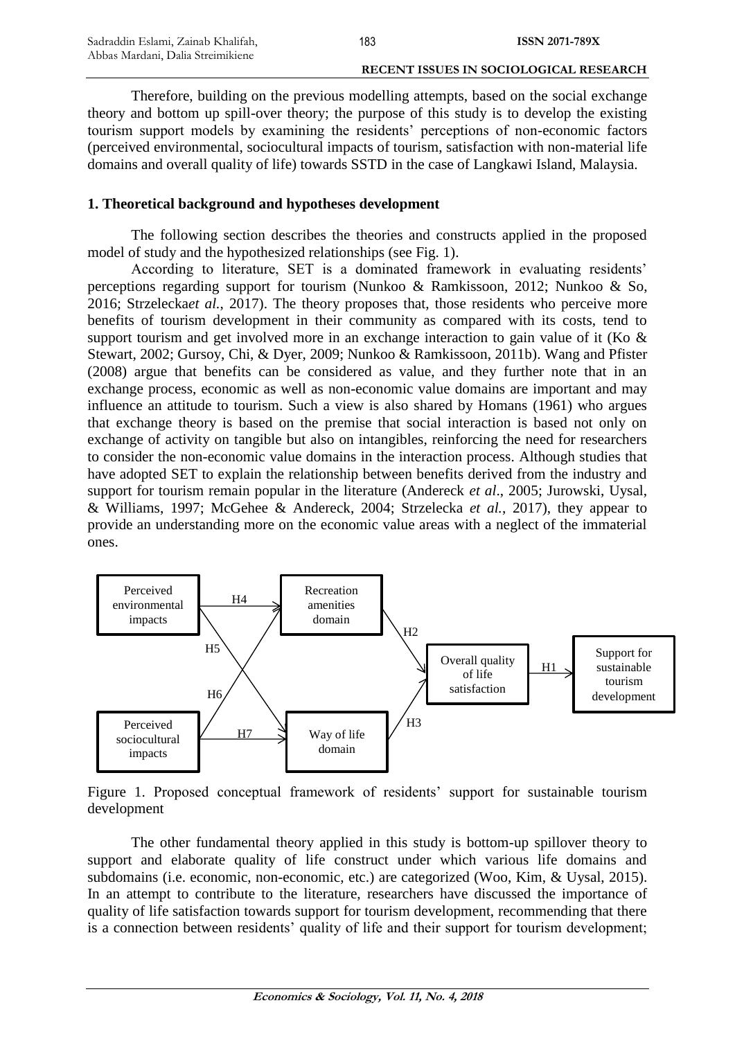Therefore, building on the previous modelling attempts, based on the social exchange theory and bottom up spill-over theory; the purpose of this study is to develop the existing tourism support models by examining the residents' perceptions of non-economic factors (perceived environmental, sociocultural impacts of tourism, satisfaction with non-material life domains and overall quality of life) towards SSTD in the case of Langkawi Island, Malaysia.

## 1. Theoretical background and hypotheses development

The following section describes the theories and constructs applied in the proposed model of study and the hypothesized relationships (see Fig. 1).

According to literature, SET is a dominated framework in evaluating residents' perceptions regarding support for tourism (Nunkoo & Ramkissoon, 2012; Nunkoo & So, 2016; Strzelecka*et al.*, 2017). The theory proposes that, those residents who perceive more benefits of tourism development in their community as compared with its costs, tend to support tourism and get involved more in an exchange interaction to gain value of it (Ko & Stewart, 2002; Gursoy, Chi, & Dyer, 2009; Nunkoo & Ramkissoon, 2011b). Wang and Pfister (2008) argue that benefits can be considered as value, and they further note that in an exchange process, economic as well as non-economic value domains are important and may influence an attitude to tourism. Such a view is also shared by Homans (1961) who argues that exchange theory is based on the premise that social interaction is based not only on exchange of activity on tangible but also on intangibles, reinforcing the need for researchers to consider the non-economic value domains in the interaction process. Although studies that have adopted SET to explain the relationship between benefits derived from the industry and support for tourism remain popular in the literature (Andereck *et al*., 2005; Jurowski, Uysal, & Williams, 1997; McGehee & Andereck, 2004; Strzelecka *et al.*, 2017), they appear to provide an understanding more on the economic value areas with a neglect of the immaterial ones.

Figure 1. Proposed conceptual framework of residents' support for sustainable tourism development

The other fundamental theory applied in this study is bottom-up spillover theory to support and elaborate quality of life construct under which various life domains and subdomains (i.e. economic, non-economic, etc.) are categorized (Woo, Kim, & Uysal, 2015). In an attempt to contribute to the literature, researchers have discussed the importance of quality of life satisfaction towards support for tourism development, recommending that there is a connection between residents' quality of life and their support for tourism development;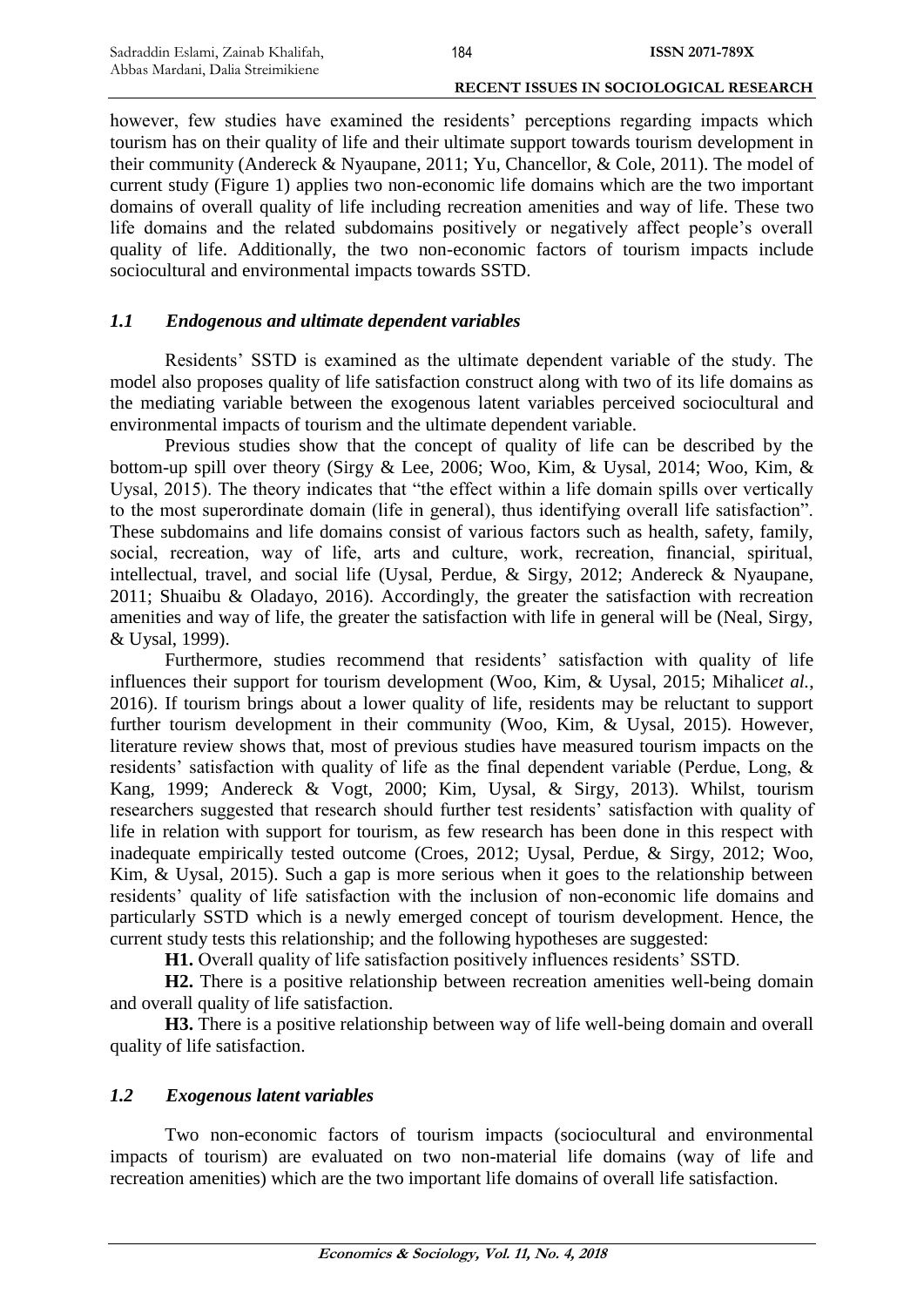however, few studies have examined the residents' perceptions regarding impacts which tourism has on their quality of life and their ultimate support towards tourism development in their community (Andereck & Nyaupane, 2011; Yu, Chancellor, & Cole, 2011). The model of current study (Figure 1) applies two non-economic life domains which are the two important domains of overall quality of life including recreation amenities and way of life. These two life domains and the related subdomains positively or negatively affect people's overall quality of life. Additionally, the two non-economic factors of tourism impacts include sociocultural and environmental impacts towards SSTD.

### *1.1 Endogenous and ultimate dependent variables*

Residents' SSTD is examined as the ultimate dependent variable of the study. The model also proposes quality of life satisfaction construct along with two of its life domains as the mediating variable between the exogenous latent variables perceived sociocultural and environmental impacts of tourism and the ultimate dependent variable.

Previous studies show that the concept of quality of life can be described by the bottom-up spill over theory (Sirgy & Lee, 2006; Woo, Kim, & Uysal, 2014; Woo, Kim, & Uysal, 2015). The theory indicates that "the effect within a life domain spills over vertically to the most superordinate domain (life in general), thus identifying overall life satisfaction". These subdomains and life domains consist of various factors such as health, safety, family, social, recreation, way of life, arts and culture, work, recreation, financial, spiritual, intellectual, travel, and social life (Uysal, Perdue, & Sirgy, 2012; Andereck & Nyaupane, 2011; Shuaibu & Oladayo, 2016). Accordingly, the greater the satisfaction with recreation amenities and way of life, the greater the satisfaction with life in general will be (Neal, Sirgy, & Uysal, 1999).

Furthermore, studies recommend that residents' satisfaction with quality of life influences their support for tourism development (Woo, Kim, & Uysal, 2015; Mihalic*et al.*, 2016). If tourism brings about a lower quality of life, residents may be reluctant to support further tourism development in their community (Woo, Kim, & Uysal, 2015). However, literature review shows that, most of previous studies have measured tourism impacts on the residents' satisfaction with quality of life as the final dependent variable (Perdue, Long, & Kang, 1999; Andereck & Vogt, 2000; Kim, Uysal, & Sirgy, 2013). Whilst, tourism researchers suggested that research should further test residents' satisfaction with quality of life in relation with support for tourism, as few research has been done in this respect with inadequate empirically tested outcome (Croes, 2012; Uysal, Perdue, & Sirgy, 2012; Woo, Kim, & Uysal, 2015). Such a gap is more serious when it goes to the relationship between residents' quality of life satisfaction with the inclusion of non-economic life domains and particularly SSTD which is a newly emerged concept of tourism development. Hence, the current study tests this relationship; and the following hypotheses are suggested:

**H1.** Overall quality of life satisfaction positively influences residents' SSTD.

**H2.** There is a positive relationship between recreation amenities well-being domain and overall quality of life satisfaction.

**H3.** There is a positive relationship between way of life well-being domain and overall quality of life satisfaction.

### *1.2 Exogenous latent variables*

Two non-economic factors of tourism impacts (sociocultural and environmental impacts of tourism) are evaluated on two non-material life domains (way of life and recreation amenities) which are the two important life domains of overall life satisfaction.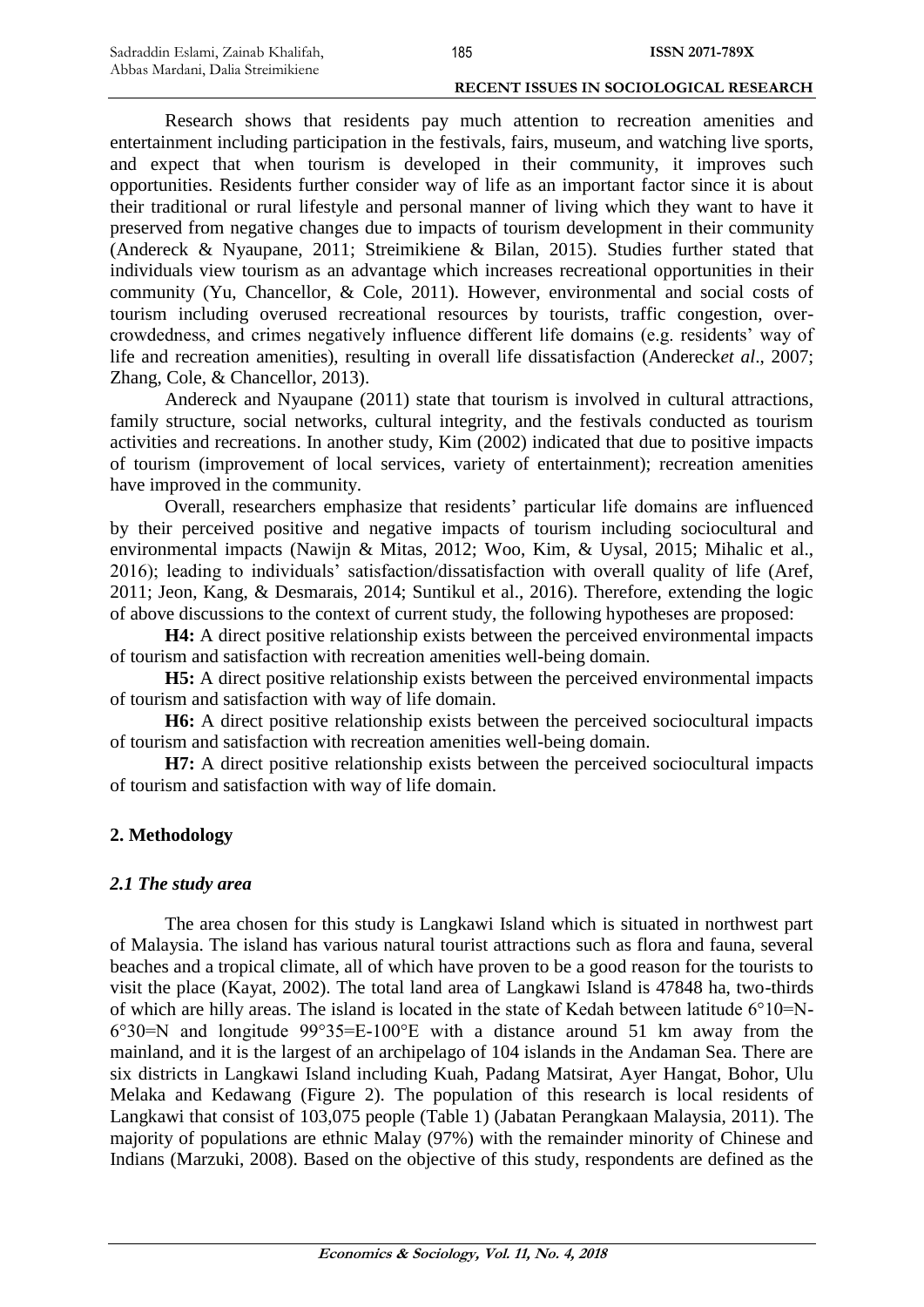Research shows that residents pay much attention to recreation amenities and entertainment including participation in the festivals, fairs, museum, and watching live sports, and expect that when tourism is developed in their community, it improves such opportunities. Residents further consider way of life as an important factor since it is about their traditional or rural lifestyle and personal manner of living which they want to have it preserved from negative changes due to impacts of tourism development in their community (Andereck & Nyaupane, 2011; Streimikiene & Bilan, 2015). Studies further stated that individuals view tourism as an advantage which increases recreational opportunities in their community (Yu, Chancellor, & Cole, 2011). However, environmental and social costs of tourism including overused recreational resources by tourists, traffic congestion, over-crowdedness, and crimes negatively influence different life domains (e.g. residents' way of life and recreation amenities), resulting in overall life dissatisfaction (Andereck*et al*., 2007; Zhang, Cole, & Chancellor, 2013).

Andereck and Nyaupane (2011) state that tourism is involved in cultural attractions, family structure, social networks, cultural integrity, and the festivals conducted as tourism activities and recreations. In another study, Kim (2002) indicated that due to positive impacts of tourism (improvement of local services, variety of entertainment); recreation amenities have improved in the community.

Overall, researchers emphasize that residents' particular life domains are influenced by their perceived positive and negative impacts of tourism including sociocultural and environmental impacts (Nawijn & Mitas, 2012; Woo, Kim, & Uysal, 2015; Mihalic et al., 2016); leading to individuals' satisfaction/dissatisfaction with overall quality of life (Aref, 2011; Jeon, Kang, & Desmarais, 2014; Suntikul et al., 2016). Therefore, extending the logic of above discussions to the context of current study, the following hypotheses are proposed:

**H4:** A direct positive relationship exists between the perceived environmental impacts of tourism and satisfaction with recreation amenities well-being domain.

**H5:** A direct positive relationship exists between the perceived environmental impacts of tourism and satisfaction with way of life domain.

**H6:** A direct positive relationship exists between the perceived sociocultural impacts of tourism and satisfaction with recreation amenities well-being domain.

**H7:** A direct positive relationship exists between the perceived sociocultural impacts of tourism and satisfaction with way of life domain.

## 2. Methodology

### *2.1 The study area*

The area chosen for this study is Langkawi Island which is situated in northwest part of Malaysia. The island has various natural tourist attractions such as flora and fauna, several beaches and a tropical climate, all of which have proven to be a good reason for the tourists to visit the place (Kayat, 2002). The total land area of Langkawi Island is 47848 ha, two-thirds of which are hilly areas. The island is located in the state of Kedah between latitude 6°10=N-6°30=N and longitude 99°35=E-100°E with a distance around 51 km away from the mainland, and it is the largest of an archipelago of 104 islands in the Andaman Sea. There are six districts in Langkawi Island including Kuah, Padang Matsirat, Ayer Hangat, Bohor, Ulu Melaka and Kedawang (Figure 2). The population of this research is local residents of Langkawi that consist of 103,075 people (Table 1) (Jabatan Perangkaan Malaysia, 2011). The majority of populations are ethnic Malay (97%) with the remainder minority of Chinese and Indians (Marzuki, 2008). Based on the objective of this study, respondents are defined as the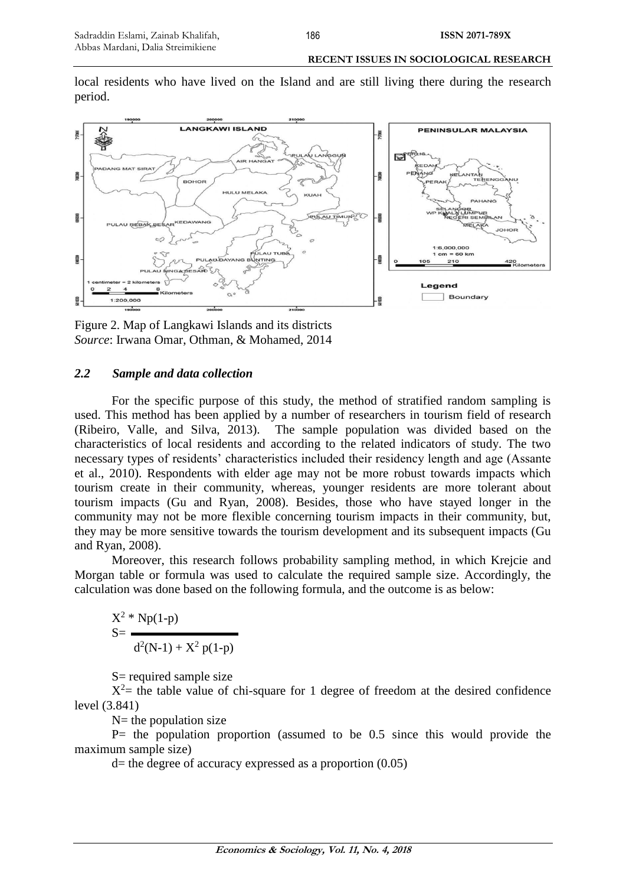local residents who have lived on the Island and are still living there during the research period.

Figure 2. Map of Langkawi Islands and its districts
*Source*: Irwana Omar, Othman, & Mohamed, 2014

### *2.2 Sample and data collection*

For the specific purpose of this study, the method of stratified random sampling is used. This method has been applied by a number of researchers in tourism field of research (Ribeiro, Valle, and Silva, 2013). The sample population was divided based on the characteristics of local residents and according to the related indicators of study. The two necessary types of residents' characteristics included their residency length and age (Assante et al., 2010). Respondents with elder age may not be more robust towards impacts which tourism create in their community, whereas, younger residents are more tolerant about tourism impacts (Gu and Ryan, 2008). Besides, those who have stayed longer in the community may not be more flexible concerning tourism impacts in their community, but, they may be more sensitive towards the tourism development and its subsequent impacts (Gu and Ryan, 2008).

Moreover, this research follows probability sampling method, in which Krejcie and Morgan table or formula was used to calculate the required sample size. Accordingly, the calculation was done based on the following formula, and the outcome is as below:

$$S = \frac{X^2 * Np(1-p)}{d^2(N-1) + X^2 p(1-p)}$$

S= required sample size

$X^2$= the table value of chi-square for 1 degree of freedom at the desired confidence level (3.841)

N= the population size

P= the population proportion (assumed to be 0.5 since this would provide the maximum sample size)

d= the degree of accuracy expressed as a proportion (0.05)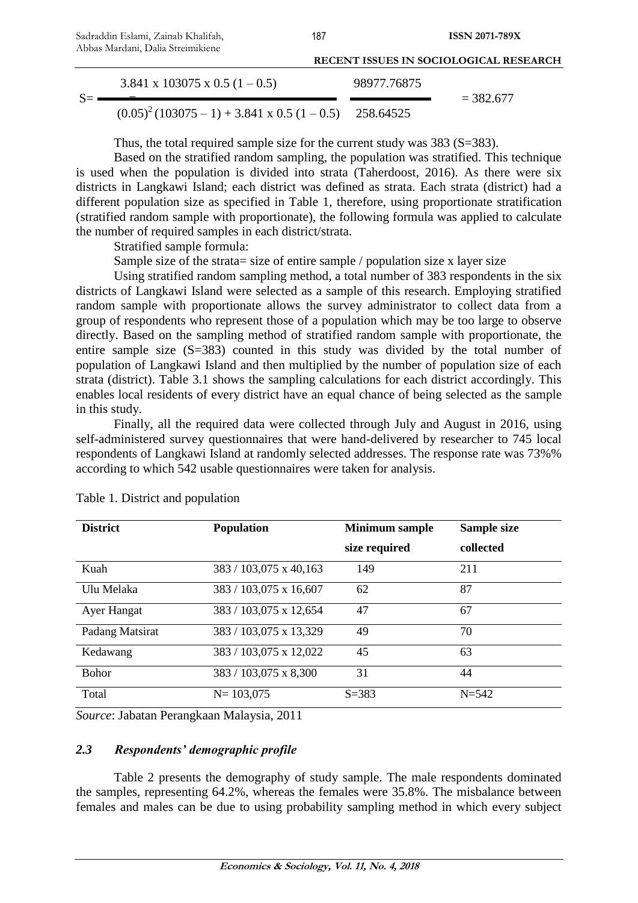$$S = \frac{3.841 \times 103075 \times 0.5\,(1-0.5)}{(0.05)^2\,(103075-1) + 3.841 \times 0.5\,(1-0.5)} = \frac{98977.76875}{258.64525} = 382.677$$

Thus, the total required sample size for the current study was 383 (S=383).

Based on the stratified random sampling, the population was stratified. This technique is used when the population is divided into strata (Taherdoost, 2016). As there were six districts in Langkawi Island; each district was defined as strata. Each strata (district) had a different population size as specified in Table 1, therefore, using proportionate stratification (stratified random sample with proportionate), the following formula was applied to calculate the number of required samples in each district/strata.

Stratified sample formula:

Sample size of the strata= size of entire sample / population size x layer size

Using stratified random sampling method, a total number of 383 respondents in the six districts of Langkawi Island were selected as a sample of this research. Employing stratified random sample with proportionate allows the survey administrator to collect data from a group of respondents who represent those of a population which may be too large to observe directly. Based on the sampling method of stratified random sample with proportionate, the entire sample size (S=383) counted in this study was divided by the total number of population of Langkawi Island and then multiplied by the number of population size of each strata (district). Table 3.1 shows the sampling calculations for each district accordingly. This enables local residents of every district have an equal chance of being selected as the sample in this study.

Finally, all the required data were collected through July and August in 2016, using self-administered survey questionnaires that were hand-delivered by researcher to 745 local respondents of Langkawi Island at randomly selected addresses. The response rate was 73%% according to which 542 usable questionnaires were taken for analysis.

Table 1. District and population

| **District** | **Population** | **Minimum sample size required** | **Sample size collected** |
|---|---|---|---|
| Kuah | 383 / 103,075 x 40,163 | 149 | 211 |
| Ulu Melaka | 383 / 103,075 x 16,607 | 62 | 87 |
| Ayer Hangat | 383 / 103,075 x 12,654 | 47 | 67 |
| Padang Matsirat | 383 / 103,075 x 13,329 | 49 | 70 |
| Kedawang | 383 / 103,075 x 12,022 | 45 | 63 |
| Bohor | 383 / 103,075 x 8,300 | 31 | 44 |
| Total | N= 103,075 | S=383 | N=542 |

*Source*: Jabatan Perangkaan Malaysia, 2011

### *2.3 Respondents' demographic profile*

Table 2 presents the demography of study sample. The male respondents dominated the samples, representing 64.2%, whereas the females were 35.8%. The misbalance between females and males can be due to using probability sampling method in which every subject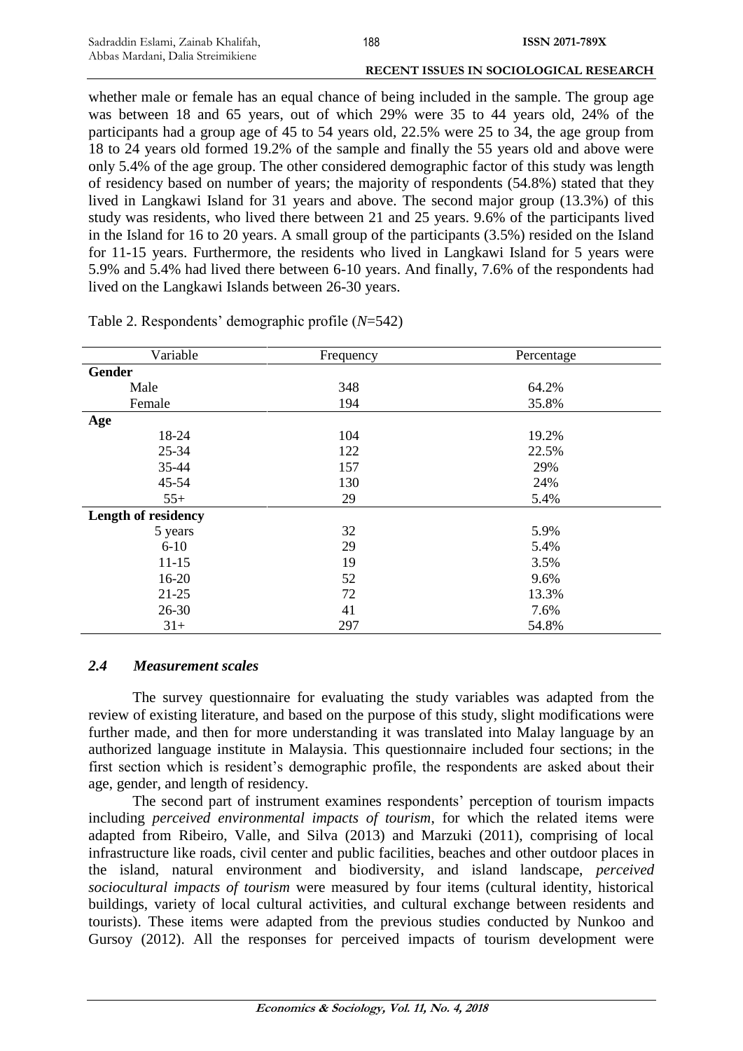whether male or female has an equal chance of being included in the sample. The group age was between 18 and 65 years, out of which 29% were 35 to 44 years old, 24% of the participants had a group age of 45 to 54 years old, 22.5% were 25 to 34, the age group from 18 to 24 years old formed 19.2% of the sample and finally the 55 years old and above were only 5.4% of the age group. The other considered demographic factor of this study was length of residency based on number of years; the majority of respondents (54.8%) stated that they lived in Langkawi Island for 31 years and above. The second major group (13.3%) of this study was residents, who lived there between 21 and 25 years. 9.6% of the participants lived in the Island for 16 to 20 years. A small group of the participants (3.5%) resided on the Island for 11-15 years. Furthermore, the residents who lived in Langkawi Island for 5 years were 5.9% and 5.4% had lived there between 6-10 years. And finally, 7.6% of the respondents had lived on the Langkawi Islands between 26-30 years.

Table 2. Respondents' demographic profile (*N*=542)

| Variable | Frequency | Percentage |
|---|---|---|
| **Gender** | | |
| Male | 348 | 64.2% |
| Female | 194 | 35.8% |
| **Age** | | |
| 18-24 | 104 | 19.2% |
| 25-34 | 122 | 22.5% |
| 35-44 | 157 | 29% |
| 45-54 | 130 | 24% |
| 55+ | 29 | 5.4% |
| **Length of residency** | | |
| 5 years | 32 | 5.9% |
| 6-10 | 29 | 5.4% |
| 11-15 | 19 | 3.5% |
| 16-20 | 52 | 9.6% |
| 21-25 | 72 | 13.3% |
| 26-30 | 41 | 7.6% |
| 31+ | 297 | 54.8% |

### *2.4 Measurement scales*

The survey questionnaire for evaluating the study variables was adapted from the review of existing literature, and based on the purpose of this study, slight modifications were further made, and then for more understanding it was translated into Malay language by an authorized language institute in Malaysia. This questionnaire included four sections; in the first section which is resident's demographic profile, the respondents are asked about their age, gender, and length of residency.

The second part of instrument examines respondents' perception of tourism impacts including *perceived environmental impacts of tourism*, for which the related items were adapted from Ribeiro, Valle, and Silva (2013) and Marzuki (2011), comprising of local infrastructure like roads, civil center and public facilities, beaches and other outdoor places in the island, natural environment and biodiversity, and island landscape, *perceived sociocultural impacts of tourism* were measured by four items (cultural identity, historical buildings, variety of local cultural activities, and cultural exchange between residents and tourists). These items were adapted from the previous studies conducted by Nunkoo and Gursoy (2012). All the responses for perceived impacts of tourism development were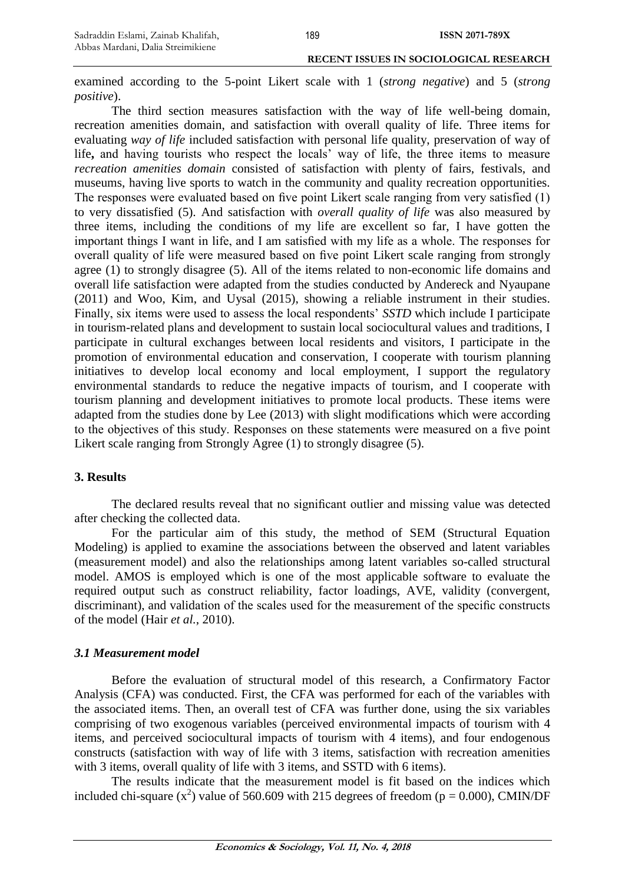examined according to the 5-point Likert scale with 1 (*strong negative*) and 5 (*strong positive*).

The third section measures satisfaction with the way of life well-being domain, recreation amenities domain, and satisfaction with overall quality of life. Three items for evaluating *way of life* included satisfaction with personal life quality, preservation of way of life**,** and having tourists who respect the locals' way of life, the three items to measure *recreation amenities domain* consisted of satisfaction with plenty of fairs, festivals, and museums, having live sports to watch in the community and quality recreation opportunities. The responses were evaluated based on five point Likert scale ranging from very satisfied (1) to very dissatisfied (5). And satisfaction with *overall quality of life* was also measured by three items, including the conditions of my life are excellent so far, I have gotten the important things I want in life, and I am satisfied with my life as a whole. The responses for overall quality of life were measured based on five point Likert scale ranging from strongly agree (1) to strongly disagree (5). All of the items related to non-economic life domains and overall life satisfaction were adapted from the studies conducted by Andereck and Nyaupane (2011) and Woo, Kim, and Uysal (2015), showing a reliable instrument in their studies. Finally, six items were used to assess the local respondents' *SSTD* which include I participate in tourism-related plans and development to sustain local sociocultural values and traditions, I participate in cultural exchanges between local residents and visitors, I participate in the promotion of environmental education and conservation, I cooperate with tourism planning initiatives to develop local economy and local employment, I support the regulatory environmental standards to reduce the negative impacts of tourism, and I cooperate with tourism planning and development initiatives to promote local products. These items were adapted from the studies done by Lee (2013) with slight modifications which were according to the objectives of this study. Responses on these statements were measured on a five point Likert scale ranging from Strongly Agree (1) to strongly disagree (5).

## 3. Results

The declared results reveal that no significant outlier and missing value was detected after checking the collected data.

For the particular aim of this study, the method of SEM (Structural Equation Modeling) is applied to examine the associations between the observed and latent variables (measurement model) and also the relationships among latent variables so-called structural model. AMOS is employed which is one of the most applicable software to evaluate the required output such as construct reliability, factor loadings, AVE, validity (convergent, discriminant), and validation of the scales used for the measurement of the specific constructs of the model (Hair *et al.*, 2010).

### *3.1 Measurement model*

Before the evaluation of structural model of this research, a Confirmatory Factor Analysis (CFA) was conducted. First, the CFA was performed for each of the variables with the associated items. Then, an overall test of CFA was further done, using the six variables comprising of two exogenous variables (perceived environmental impacts of tourism with 4 items, and perceived sociocultural impacts of tourism with 4 items), and four endogenous constructs (satisfaction with way of life with 3 items, satisfaction with recreation amenities with 3 items, overall quality of life with 3 items, and SSTD with 6 items).

The results indicate that the measurement model is fit based on the indices which included chi-square ($x^2$) value of 560.609 with 215 degrees of freedom ($p = 0.000$), CMIN/DF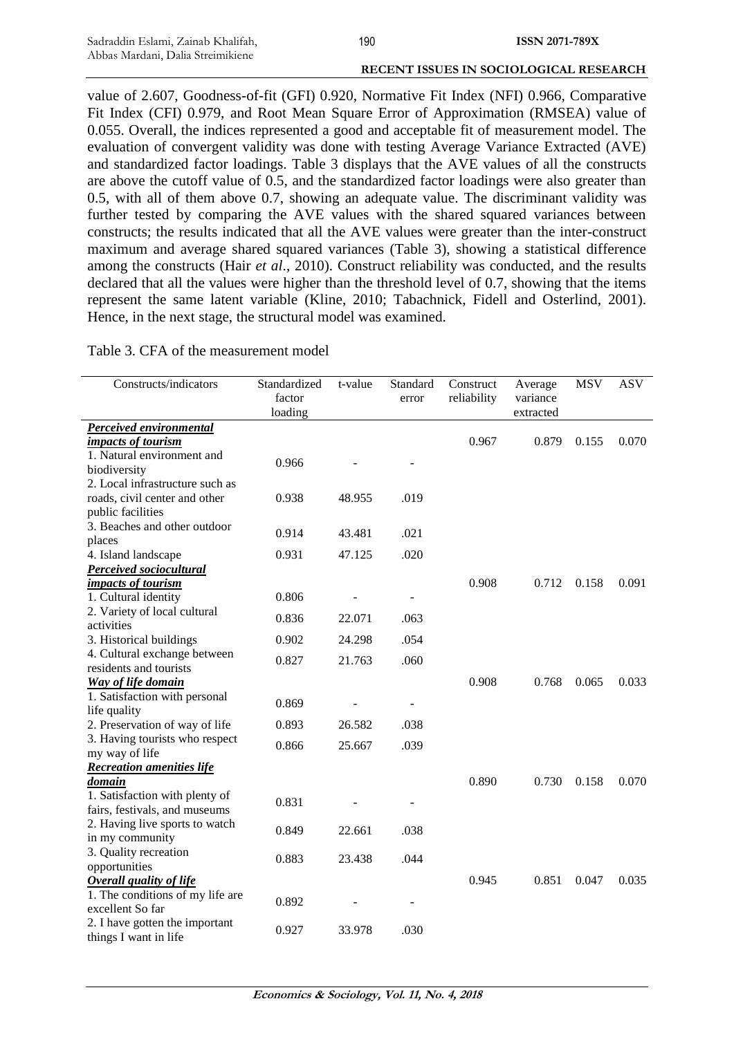value of 2.607, Goodness-of-fit (GFI) 0.920, Normative Fit Index (NFI) 0.966, Comparative Fit Index (CFI) 0.979, and Root Mean Square Error of Approximation (RMSEA) value of 0.055. Overall, the indices represented a good and acceptable fit of measurement model. The evaluation of convergent validity was done with testing Average Variance Extracted (AVE) and standardized factor loadings. Table 3 displays that the AVE values of all the constructs are above the cutoff value of 0.5, and the standardized factor loadings were also greater than 0.5, with all of them above 0.7, showing an adequate value. The discriminant validity was further tested by comparing the AVE values with the shared squared variances between constructs; the results indicated that all the AVE values were greater than the inter-construct maximum and average shared squared variances (Table 3), showing a statistical difference among the constructs (Hair *et al*., 2010). Construct reliability was conducted, and the results declared that all the values were higher than the threshold level of 0.7, showing that the items represent the same latent variable (Kline, 2010; Tabachnick, Fidell and Osterlind, 2001). Hence, in the next stage, the structural model was examined.

Table 3. CFA of the measurement model

| Constructs/indicators | Standardized factor loading | t-value | Standard error | Construct reliability | Average variance extracted | MSV | ASV |
|---|---|---|---|---|---|---|---|
| ***Perceived environmental impacts of tourism*** | | | | 0.967 | 0.879 | 0.155 | 0.070 |
| 1. Natural environment and biodiversity | 0.966 | - | - | | | | |
| 2. Local infrastructure such as roads, civil center and other public facilities | 0.938 | 48.955 | .019 | | | | |
| 3. Beaches and other outdoor places | 0.914 | 43.481 | .021 | | | | |
| 4. Island landscape | 0.931 | 47.125 | .020 | | | | |
| ***Perceived sociocultural impacts of tourism*** | | | | 0.908 | 0.712 | 0.158 | 0.091 |
| 1. Cultural identity | 0.806 | - | - | | | | |
| 2. Variety of local cultural activities | 0.836 | 22.071 | .063 | | | | |
| 3. Historical buildings | 0.902 | 24.298 | .054 | | | | |
| 4. Cultural exchange between residents and tourists | 0.827 | 21.763 | .060 | | | | |
| ***Way of life domain*** | | | | 0.908 | 0.768 | 0.065 | 0.033 |
| 1. Satisfaction with personal life quality | 0.869 | - | - | | | | |
| 2. Preservation of way of life | 0.893 | 26.582 | .038 | | | | |
| 3. Having tourists who respect my way of life | 0.866 | 25.667 | .039 | | | | |
| ***Recreation amenities life domain*** | | | | 0.890 | 0.730 | 0.158 | 0.070 |
| 1. Satisfaction with plenty of fairs, festivals, and museums | 0.831 | - | - | | | | |
| 2. Having live sports to watch in my community | 0.849 | 22.661 | .038 | | | | |
| 3. Quality recreation opportunities | 0.883 | 23.438 | .044 | | | | |
| ***Overall quality of life*** | | | | 0.945 | 0.851 | 0.047 | 0.035 |
| 1. The conditions of my life are excellent So far | 0.892 | - | - | | | | |
| 2. I have gotten the important things I want in life | 0.927 | 33.978 | .030 | | | | |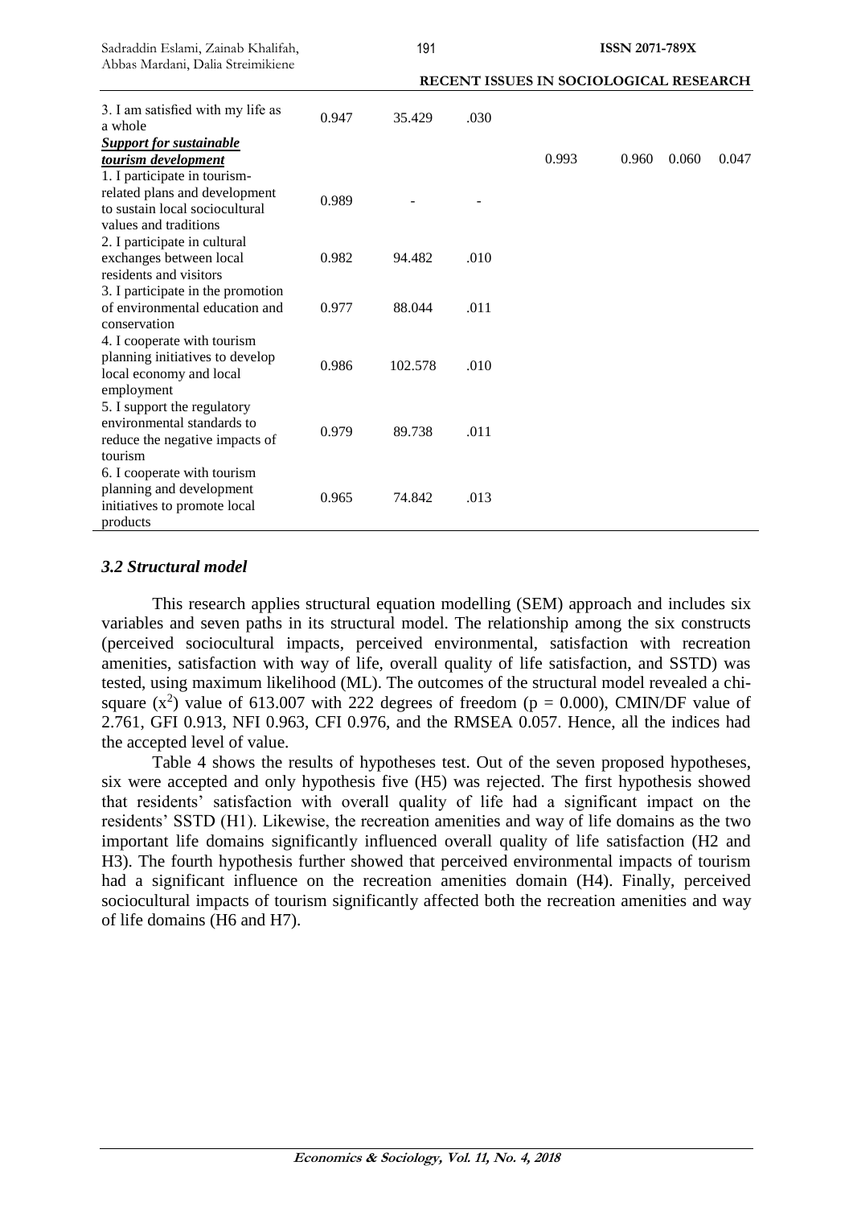| | | | | | | | |
|---|---|---|---|---|---|---|---|
| 3. I am satisfied with my life as a whole | 0.947 | 35.429 | .030 | | | | |
| ***Support for sustainable tourism development*** | | | | 0.993 | 0.960 | 0.060 | 0.047 |
| 1. I participate in tourism-related plans and development to sustain local sociocultural values and traditions | 0.989 | - | - | | | | |
| 2. I participate in cultural exchanges between local residents and visitors | 0.982 | 94.482 | .010 | | | | |
| 3. I participate in the promotion of environmental education and conservation | 0.977 | 88.044 | .011 | | | | |
| 4. I cooperate with tourism planning initiatives to develop local economy and local employment | 0.986 | 102.578 | .010 | | | | |
| 5. I support the regulatory environmental standards to reduce the negative impacts of tourism | 0.979 | 89.738 | .011 | | | | |
| 6. I cooperate with tourism planning and development initiatives to promote local products | 0.965 | 74.842 | .013 | | | | |

### *3.2 Structural model*

This research applies structural equation modelling (SEM) approach and includes six variables and seven paths in its structural model. The relationship among the six constructs (perceived sociocultural impacts, perceived environmental, satisfaction with recreation amenities, satisfaction with way of life, overall quality of life satisfaction, and SSTD) was tested, using maximum likelihood (ML). The outcomes of the structural model revealed a chi-square ($x^2$) value of 613.007 with 222 degrees of freedom ($p = 0.000$), CMIN/DF value of 2.761, GFI 0.913, NFI 0.963, CFI 0.976, and the RMSEA 0.057. Hence, all the indices had the accepted level of value.

Table 4 shows the results of hypotheses test. Out of the seven proposed hypotheses, six were accepted and only hypothesis five (H5) was rejected. The first hypothesis showed that residents' satisfaction with overall quality of life had a significant impact on the residents' SSTD (H1). Likewise, the recreation amenities and way of life domains as the two important life domains significantly influenced overall quality of life satisfaction (H2 and H3). The fourth hypothesis further showed that perceived environmental impacts of tourism had a significant influence on the recreation amenities domain (H4). Finally, perceived sociocultural impacts of tourism significantly affected both the recreation amenities and way of life domains (H6 and H7).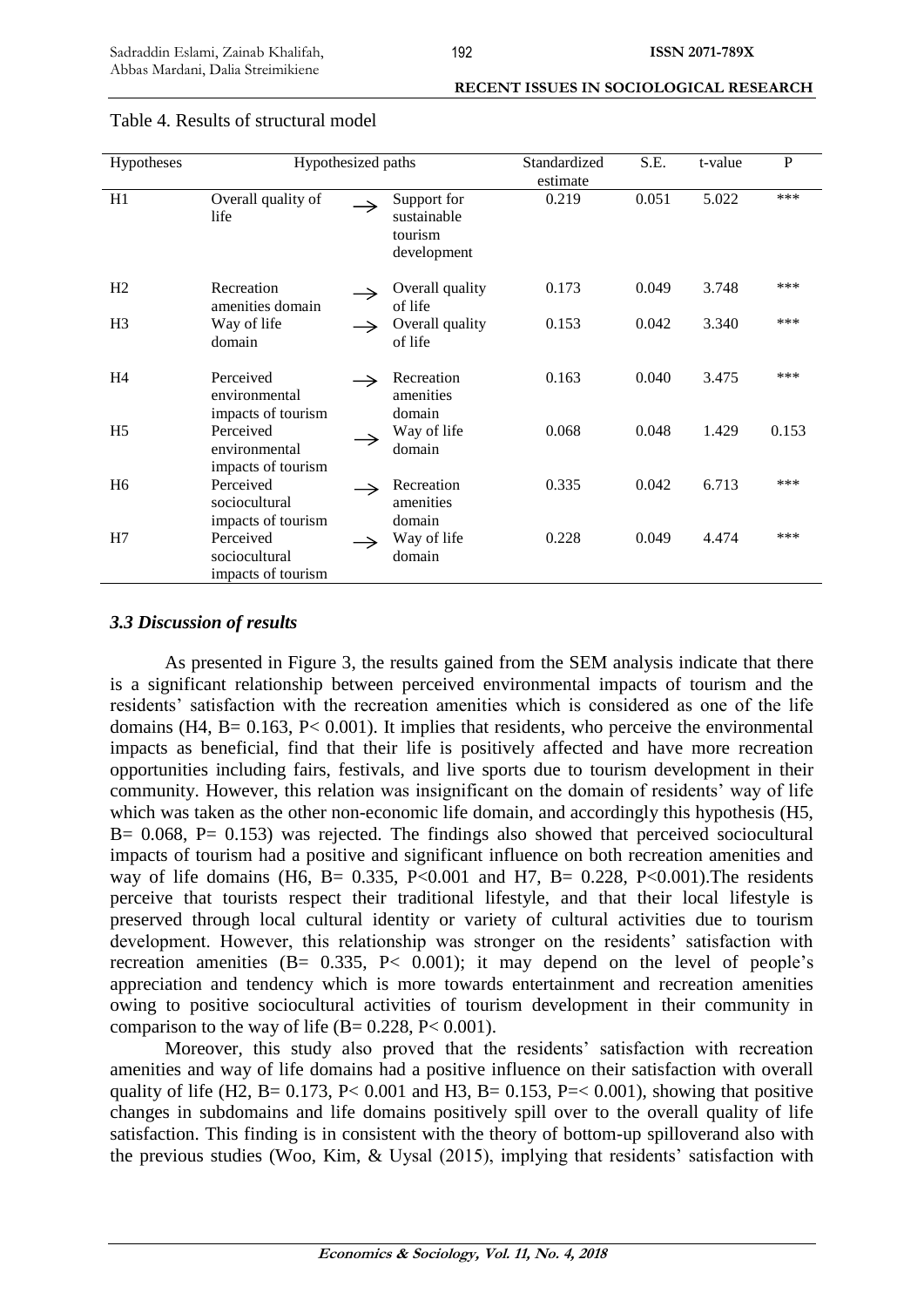Table 4. Results of structural model

| Hypotheses | Hypothesized paths | | | Standardized estimate | S.E. | t-value | P |
|---|---|---|---|---|---|---|---|
| H1 | Overall quality of life | → | Support for sustainable tourism development | 0.219 | 0.051 | 5.022 | *** |
| H2 | Recreation amenities domain | → | Overall quality of life | 0.173 | 0.049 | 3.748 | *** |
| H3 | Way of life domain | → | Overall quality of life | 0.153 | 0.042 | 3.340 | *** |
| H4 | Perceived environmental impacts of tourism | → | Recreation amenities domain | 0.163 | 0.040 | 3.475 | *** |
| H5 | Perceived environmental impacts of tourism | → | Way of life domain | 0.068 | 0.048 | 1.429 | 0.153 |
| H6 | Perceived sociocultural impacts of tourism | → | Recreation amenities domain | 0.335 | 0.042 | 6.713 | *** |
| H7 | Perceived sociocultural impacts of tourism | → | Way of life domain | 0.228 | 0.049 | 4.474 | *** |

### *3.3 Discussion of results*

As presented in Figure 3, the results gained from the SEM analysis indicate that there is a significant relationship between perceived environmental impacts of tourism and the residents' satisfaction with the recreation amenities which is considered as one of the life domains (H4, B= 0.163, P< 0.001). It implies that residents, who perceive the environmental impacts as beneficial, find that their life is positively affected and have more recreation opportunities including fairs, festivals, and live sports due to tourism development in their community. However, this relation was insignificant on the domain of residents' way of life which was taken as the other non-economic life domain, and accordingly this hypothesis (H5, B= 0.068, P= 0.153) was rejected. The findings also showed that perceived sociocultural impacts of tourism had a positive and significant influence on both recreation amenities and way of life domains (H6, B= 0.335, P<0.001 and H7, B= 0.228, P<0.001).The residents perceive that tourists respect their traditional lifestyle, and that their local lifestyle is preserved through local cultural identity or variety of cultural activities due to tourism development. However, this relationship was stronger on the residents' satisfaction with recreation amenities (B= 0.335, P< 0.001); it may depend on the level of people's appreciation and tendency which is more towards entertainment and recreation amenities owing to positive sociocultural activities of tourism development in their community in comparison to the way of life (B= 0.228, P< 0.001).

Moreover, this study also proved that the residents' satisfaction with recreation amenities and way of life domains had a positive influence on their satisfaction with overall quality of life (H2, B= 0.173, P< 0.001 and H3, B= 0.153, P=< 0.001), showing that positive changes in subdomains and life domains positively spill over to the overall quality of life satisfaction. This finding is in consistent with the theory of bottom-up spilloverand also with the previous studies (Woo, Kim, & Uysal (2015), implying that residents' satisfaction with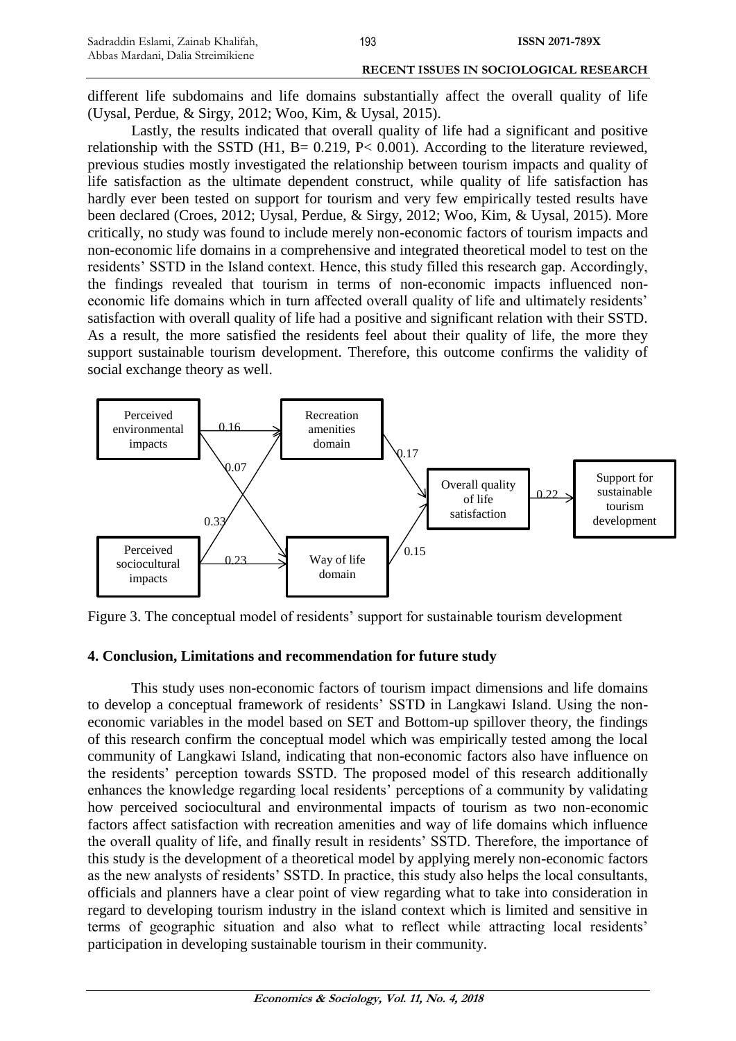different life subdomains and life domains substantially affect the overall quality of life (Uysal, Perdue, & Sirgy, 2012; Woo, Kim, & Uysal, 2015).

Lastly, the results indicated that overall quality of life had a significant and positive relationship with the SSTD (H1, B= 0.219, P< 0.001). According to the literature reviewed, previous studies mostly investigated the relationship between tourism impacts and quality of life satisfaction as the ultimate dependent construct, while quality of life satisfaction has hardly ever been tested on support for tourism and very few empirically tested results have been declared (Croes, 2012; Uysal, Perdue, & Sirgy, 2012; Woo, Kim, & Uysal, 2015). More critically, no study was found to include merely non-economic factors of tourism impacts and non-economic life domains in a comprehensive and integrated theoretical model to test on the residents' SSTD in the Island context. Hence, this study filled this research gap. Accordingly, the findings revealed that tourism in terms of non-economic impacts influenced non-economic life domains which in turn affected overall quality of life and ultimately residents' satisfaction with overall quality of life had a positive and significant relation with their SSTD. As a result, the more satisfied the residents feel about their quality of life, the more they support sustainable tourism development. Therefore, this outcome confirms the validity of social exchange theory as well.

Figure 3. The conceptual model of residents' support for sustainable tourism development

## 4. Conclusion, Limitations and recommendation for future study

This study uses non-economic factors of tourism impact dimensions and life domains to develop a conceptual framework of residents' SSTD in Langkawi Island. Using the non-economic variables in the model based on SET and Bottom-up spillover theory, the findings of this research confirm the conceptual model which was empirically tested among the local community of Langkawi Island, indicating that non-economic factors also have influence on the residents' perception towards SSTD. The proposed model of this research additionally enhances the knowledge regarding local residents' perceptions of a community by validating how perceived sociocultural and environmental impacts of tourism as two non-economic factors affect satisfaction with recreation amenities and way of life domains which influence the overall quality of life, and finally result in residents' SSTD. Therefore, the importance of this study is the development of a theoretical model by applying merely non-economic factors as the new analysts of residents' SSTD. In practice, this study also helps the local consultants, officials and planners have a clear point of view regarding what to take into consideration in regard to developing tourism industry in the island context which is limited and sensitive in terms of geographic situation and also what to reflect while attracting local residents' participation in developing sustainable tourism in their community.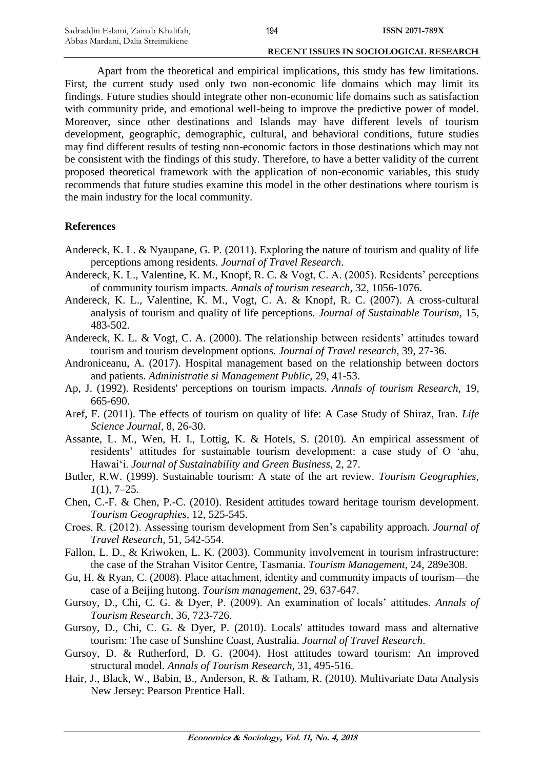Apart from the theoretical and empirical implications, this study has few limitations. First, the current study used only two non-economic life domains which may limit its findings. Future studies should integrate other non-economic life domains such as satisfaction with community pride, and emotional well-being to improve the predictive power of model. Moreover, since other destinations and Islands may have different levels of tourism development, geographic, demographic, cultural, and behavioral conditions, future studies may find different results of testing non-economic factors in those destinations which may not be consistent with the findings of this study. Therefore, to have a better validity of the current proposed theoretical framework with the application of non-economic variables, this study recommends that future studies examine this model in the other destinations where tourism is the main industry for the local community.

## References

Andereck, K. L. & Nyaupane, G. P. (2011). Exploring the nature of tourism and quality of life perceptions among residents. *Journal of Travel Research*.

Andereck, K. L., Valentine, K. M., Knopf, R. C. & Vogt, C. A. (2005). Residents' perceptions of community tourism impacts. *Annals of tourism research*, 32, 1056-1076.

Andereck, K. L., Valentine, K. M., Vogt, C. A. & Knopf, R. C. (2007). A cross-cultural analysis of tourism and quality of life perceptions. *Journal of Sustainable Tourism*, 15, 483-502.

Andereck, K. L. & Vogt, C. A. (2000). The relationship between residents' attitudes toward tourism and tourism development options. *Journal of Travel research*, 39, 27-36.

Androniceanu, A. (2017). Hospital management based on the relationship between doctors and patients. *Administratie si Management Public*, 29, 41-53.

Ap, J. (1992). Residents' perceptions on tourism impacts. *Annals of tourism Research*, 19, 665-690.

Aref, F. (2011). The effects of tourism on quality of life: A Case Study of Shiraz, Iran. *Life Science Journal*, 8, 26-30.

Assante, L. M., Wen, H. I., Lottig, K. & Hotels, S. (2010). An empirical assessment of residents' attitudes for sustainable tourism development: a case study of O 'ahu, Hawai'i. *Journal of Sustainability and Green Business*, 2, 27.

Butler, R.W. (1999). Sustainable tourism: A state of the art review. *Tourism Geographies*, *1*(1), 7–25.

Chen, C.-F. & Chen, P.-C. (2010). Resident attitudes toward heritage tourism development. *Tourism Geographies*, 12, 525-545.

Croes, R. (2012). Assessing tourism development from Sen's capability approach. *Journal of Travel Research*, 51, 542-554.

Fallon, L. D., & Kriwoken, L. K. (2003). Community involvement in tourism infrastructure: the case of the Strahan Visitor Centre, Tasmania. *Tourism Management*, 24, 289e308.

Gu, H. & Ryan, C. (2008). Place attachment, identity and community impacts of tourism—the case of a Beijing hutong. *Tourism management*, 29, 637-647.

Gursoy, D., Chi, C. G. & Dyer, P. (2009). An examination of locals' attitudes. *Annals of Tourism Research*, 36, 723-726.

Gursoy, D., Chi, C. G. & Dyer, P. (2010). Locals' attitudes toward mass and alternative tourism: The case of Sunshine Coast, Australia. *Journal of Travel Research*.

Gursoy, D. & Rutherford, D. G. (2004). Host attitudes toward tourism: An improved structural model. *Annals of Tourism Research*, 31, 495-516.

Hair, J., Black, W., Babin, B., Anderson, R. & Tatham, R. (2010). Multivariate Data Analysis New Jersey: Pearson Prentice Hall.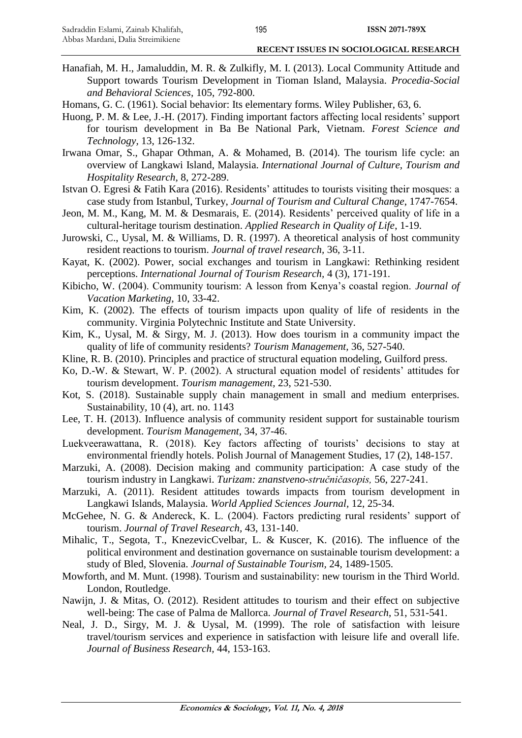Hanafiah, M. H., Jamaluddin, M. R. & Zulkifly, M. I. (2013). Local Community Attitude and Support towards Tourism Development in Tioman Island, Malaysia. *Procedia-Social and Behavioral Sciences*, 105, 792-800.

Homans, G. C. (1961). Social behavior: Its elementary forms. Wiley Publisher, 63, 6.

Huong, P. M. & Lee, J.-H. (2017). Finding important factors affecting local residents' support for tourism development in Ba Be National Park, Vietnam. *Forest Science and Technology*, 13, 126-132.

Irwana Omar, S., Ghapar Othman, A. & Mohamed, B. (2014). The tourism life cycle: an overview of Langkawi Island, Malaysia. *International Journal of Culture, Tourism and Hospitality Research*, 8, 272-289.

Istvan O. Egresi & Fatih Kara (2016). Residents' attitudes to tourists visiting their mosques: a case study from Istanbul, Turkey, *Journal of Tourism and Cultural Change*, 1747-7654.

Jeon, M. M., Kang, M. M. & Desmarais, E. (2014). Residents' perceived quality of life in a cultural-heritage tourism destination. *Applied Research in Quality of Life*, 1-19.

Jurowski, C., Uysal, M. & Williams, D. R. (1997). A theoretical analysis of host community resident reactions to tourism. *Journal of travel research*, 36, 3-11.

Kayat, K. (2002). Power, social exchanges and tourism in Langkawi: Rethinking resident perceptions. *International Journal of Tourism Research*, 4 (3), 171-191.

Kibicho, W. (2004). Community tourism: A lesson from Kenya's coastal region. *Journal of Vacation Marketing*, 10, 33-42.

Kim, K. (2002). The effects of tourism impacts upon quality of life of residents in the community. Virginia Polytechnic Institute and State University.

Kim, K., Uysal, M. & Sirgy, M. J. (2013). How does tourism in a community impact the quality of life of community residents? *Tourism Management*, 36, 527-540.

Kline, R. B. (2010). Principles and practice of structural equation modeling, Guilford press.

Ko, D.-W. & Stewart, W. P. (2002). A structural equation model of residents' attitudes for tourism development. *Tourism management*, 23, 521-530.

Kot, S. (2018). Sustainable supply chain management in small and medium enterprises. Sustainability, 10 (4), art. no. 1143

Lee, T. H. (2013). Influence analysis of community resident support for sustainable tourism development. *Tourism Management*, 34, 37-46.

Luekveerawattana, R. (2018). Key factors affecting of tourists' decisions to stay at environmental friendly hotels. Polish Journal of Management Studies, 17 (2), 148-157.

Marzuki, A. (2008). Decision making and community participation: A case study of the tourism industry in Langkawi. *Turizam: znanstveno-stručničasopis,* 56, 227-241.

Marzuki, A. (2011). Resident attitudes towards impacts from tourism development in Langkawi Islands, Malaysia. *World Applied Sciences Journal*, 12, 25-34.

McGehee, N. G. & Andereck, K. L. (2004). Factors predicting rural residents' support of tourism. *Journal of Travel Research*, 43, 131-140.

Mihalic, T., Segota, T., KnezevicCvelbar, L. & Kuscer, K. (2016). The influence of the political environment and destination governance on sustainable tourism development: a study of Bled, Slovenia. *Journal of Sustainable Tourism*, 24, 1489-1505.

Mowforth, and M. Munt. (1998). Tourism and sustainability: new tourism in the Third World. London, Routledge.

Nawijn, J. & Mitas, O. (2012). Resident attitudes to tourism and their effect on subjective well-being: The case of Palma de Mallorca. *Journal of Travel Research*, 51, 531-541.

Neal, J. D., Sirgy, M. J. & Uysal, M. (1999). The role of satisfaction with leisure travel/tourism services and experience in satisfaction with leisure life and overall life. *Journal of Business Research*, 44, 153-163.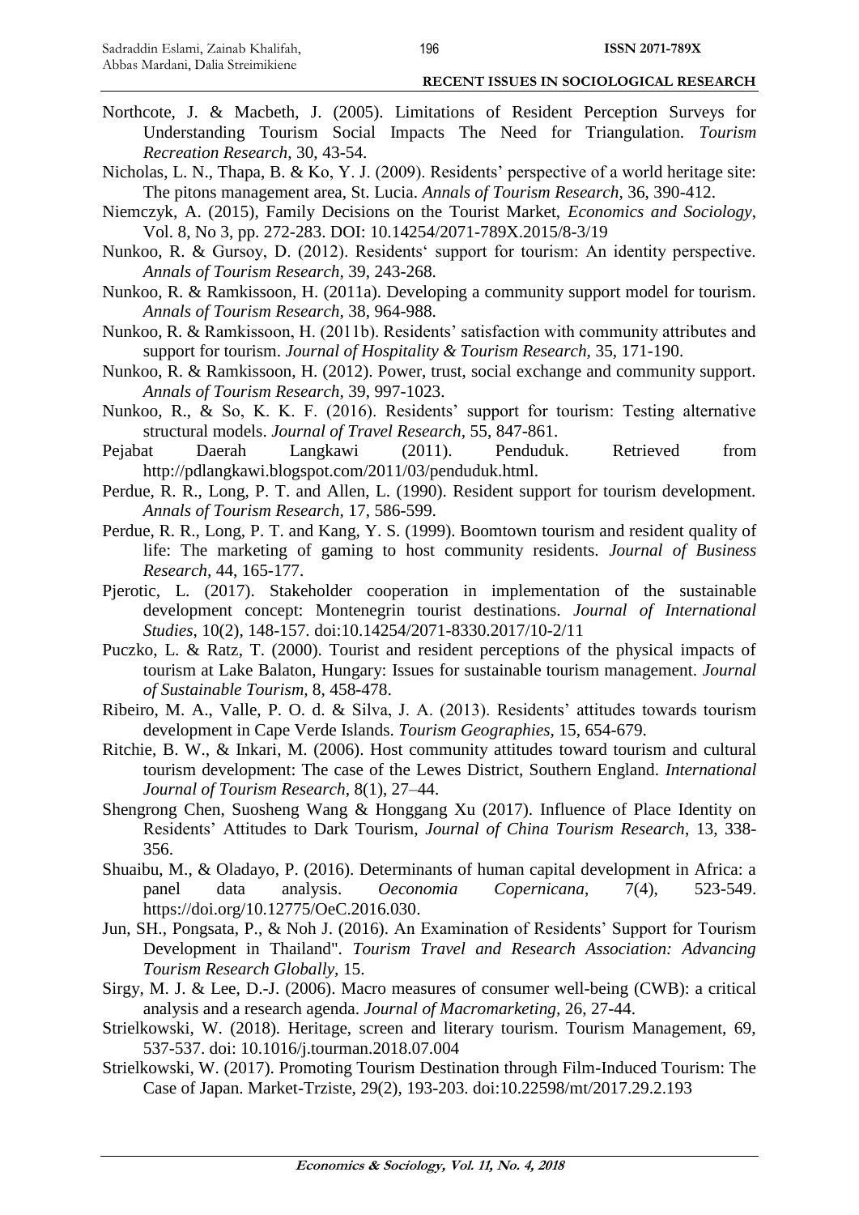Northcote, J. & Macbeth, J. (2005). Limitations of Resident Perception Surveys for Understanding Tourism Social Impacts The Need for Triangulation. *Tourism Recreation Research,* 30, 43-54.

Nicholas, L. N., Thapa, B. & Ko, Y. J. (2009). Residents' perspective of a world heritage site: The pitons management area, St. Lucia. *Annals of Tourism Research,* 36, 390-412.

Niemczyk, A. (2015), Family Decisions on the Tourist Market, *Economics and Sociology*, Vol. 8, No 3, pp. 272-283. DOI: 10.14254/2071-789X.2015/8-3/19

Nunkoo, R. & Gursoy, D. (2012). Residents' support for tourism: An identity perspective. *Annals of Tourism Research,* 39, 243-268.

Nunkoo, R. & Ramkissoon, H. (2011a). Developing a community support model for tourism. *Annals of Tourism Research,* 38, 964-988.

Nunkoo, R. & Ramkissoon, H. (2011b). Residents' satisfaction with community attributes and support for tourism. *Journal of Hospitality & Tourism Research*, 35, 171-190.

Nunkoo, R. & Ramkissoon, H. (2012). Power, trust, social exchange and community support. *Annals of Tourism Research,* 39, 997-1023.

Nunkoo, R., & So, K. K. F. (2016). Residents' support for tourism: Testing alternative structural models. *Journal of Travel Research,* 55, 847-861.

Pejabat Daerah Langkawi (2011). Penduduk. Retrieved from http://pdlangkawi.blogspot.com/2011/03/penduduk.html.

Perdue, R. R., Long, P. T. and Allen, L. (1990). Resident support for tourism development. *Annals of Tourism Research,* 17, 586-599.

Perdue, R. R., Long, P. T. and Kang, Y. S. (1999). Boomtown tourism and resident quality of life: The marketing of gaming to host community residents. *Journal of Business Research,* 44, 165-177.

Pjerotic, L. (2017). Stakeholder cooperation in implementation of the sustainable development concept: Montenegrin tourist destinations. *Journal of International Studies*, 10(2), 148-157. doi:10.14254/2071-8330.2017/10-2/11

Puczko, L. & Ratz, T. (2000). Tourist and resident perceptions of the physical impacts of tourism at Lake Balaton, Hungary: Issues for sustainable tourism management. *Journal of Sustainable Tourism,* 8, 458-478.

Ribeiro, M. A., Valle, P. O. d. & Silva, J. A. (2013). Residents' attitudes towards tourism development in Cape Verde Islands. *Tourism Geographies,* 15, 654-679.

Ritchie, B. W., & Inkari, M. (2006). Host community attitudes toward tourism and cultural tourism development: The case of the Lewes District, Southern England. *International Journal of Tourism Research*, 8(1), 27–44.

Shengrong Chen, Suosheng Wang & Honggang Xu (2017). Influence of Place Identity on Residents' Attitudes to Dark Tourism, *Journal of China Tourism Research*, 13, 338-356.

Shuaibu, M., & Oladayo, P. (2016). Determinants of human capital development in Africa: a panel data analysis. *Oeconomia Copernicana*, 7(4), 523-549. https://doi.org/10.12775/OeC.2016.030.

Jun, SH., Pongsata, P., & Noh J. (2016). An Examination of Residents' Support for Tourism Development in Thailand". *Tourism Travel and Research Association: Advancing Tourism Research Globally,* 15.

Sirgy, M. J. & Lee, D.-J. (2006). Macro measures of consumer well-being (CWB): a critical analysis and a research agenda. *Journal of Macromarketing,* 26, 27-44.

Strielkowski, W. (2018). Heritage, screen and literary tourism. Tourism Management, 69, 537-537. doi: 10.1016/j.tourman.2018.07.004

Strielkowski, W. (2017). Promoting Tourism Destination through Film-Induced Tourism: The Case of Japan. Market-Trziste, 29(2), 193-203. doi:10.22598/mt/2017.29.2.193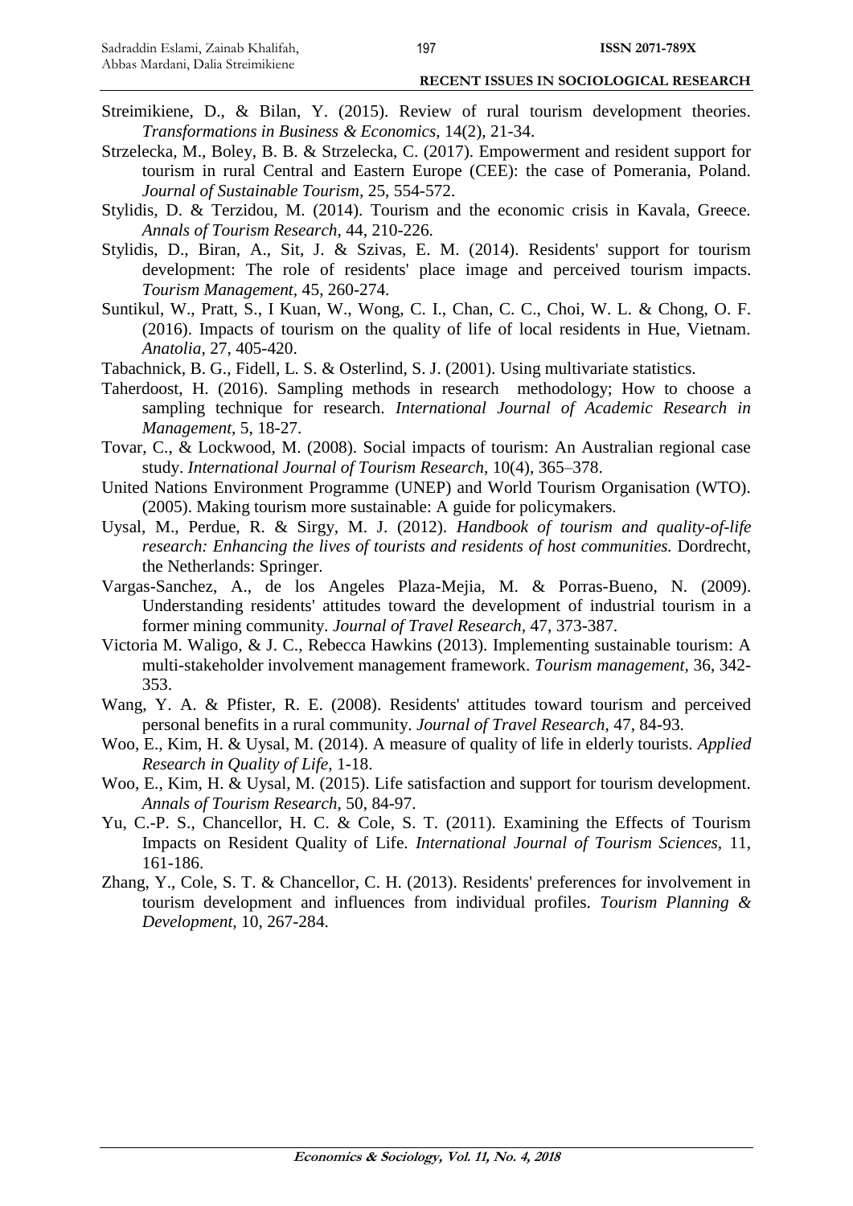Streimikiene, D., & Bilan, Y. (2015). Review of rural tourism development theories. *Transformations in Business & Economics*, 14(2), 21-34.

Strzelecka, M., Boley, B. B. & Strzelecka, C. (2017). Empowerment and resident support for tourism in rural Central and Eastern Europe (CEE): the case of Pomerania, Poland. *Journal of Sustainable Tourism*, 25, 554-572.

Stylidis, D. & Terzidou, M. (2014). Tourism and the economic crisis in Kavala, Greece. *Annals of Tourism Research*, 44, 210-226.

Stylidis, D., Biran, A., Sit, J. & Szivas, E. M. (2014). Residents' support for tourism development: The role of residents' place image and perceived tourism impacts. *Tourism Management*, 45, 260-274.

Suntikul, W., Pratt, S., I Kuan, W., Wong, C. I., Chan, C. C., Choi, W. L. & Chong, O. F. (2016). Impacts of tourism on the quality of life of local residents in Hue, Vietnam. *Anatolia*, 27, 405-420.

Tabachnick, B. G., Fidell, L. S. & Osterlind, S. J. (2001). Using multivariate statistics.

Taherdoost, H. (2016). Sampling methods in research methodology; How to choose a sampling technique for research. *International Journal of Academic Research in Management*, 5, 18-27.

Tovar, C., & Lockwood, M. (2008). Social impacts of tourism: An Australian regional case study. *International Journal of Tourism Research*, 10(4), 365–378.

United Nations Environment Programme (UNEP) and World Tourism Organisation (WTO). (2005). Making tourism more sustainable: A guide for policymakers.

Uysal, M., Perdue, R. & Sirgy, M. J. (2012). *Handbook of tourism and quality-of-life research: Enhancing the lives of tourists and residents of host communities.* Dordrecht, the Netherlands: Springer.

Vargas-Sanchez, A., de los Angeles Plaza-Mejia, M. & Porras-Bueno, N. (2009). Understanding residents' attitudes toward the development of industrial tourism in a former mining community. *Journal of Travel Research*, 47, 373-387.

Victoria M. Waligo, & J. C., Rebecca Hawkins (2013). Implementing sustainable tourism: A multi-stakeholder involvement management framework. *Tourism management*, 36, 342-353.

Wang, Y. A. & Pfister, R. E. (2008). Residents' attitudes toward tourism and perceived personal benefits in a rural community. *Journal of Travel Research*, 47, 84-93.

Woo, E., Kim, H. & Uysal, M. (2014). A measure of quality of life in elderly tourists. *Applied Research in Quality of Life*, 1-18.

Woo, E., Kim, H. & Uysal, M. (2015). Life satisfaction and support for tourism development. *Annals of Tourism Research*, 50, 84-97.

Yu, C.-P. S., Chancellor, H. C. & Cole, S. T. (2011). Examining the Effects of Tourism Impacts on Resident Quality of Life. *International Journal of Tourism Sciences*, 11, 161-186.

Zhang, Y., Cole, S. T. & Chancellor, C. H. (2013). Residents' preferences for involvement in tourism development and influences from individual profiles. *Tourism Planning & Development*, 10, 267-284.